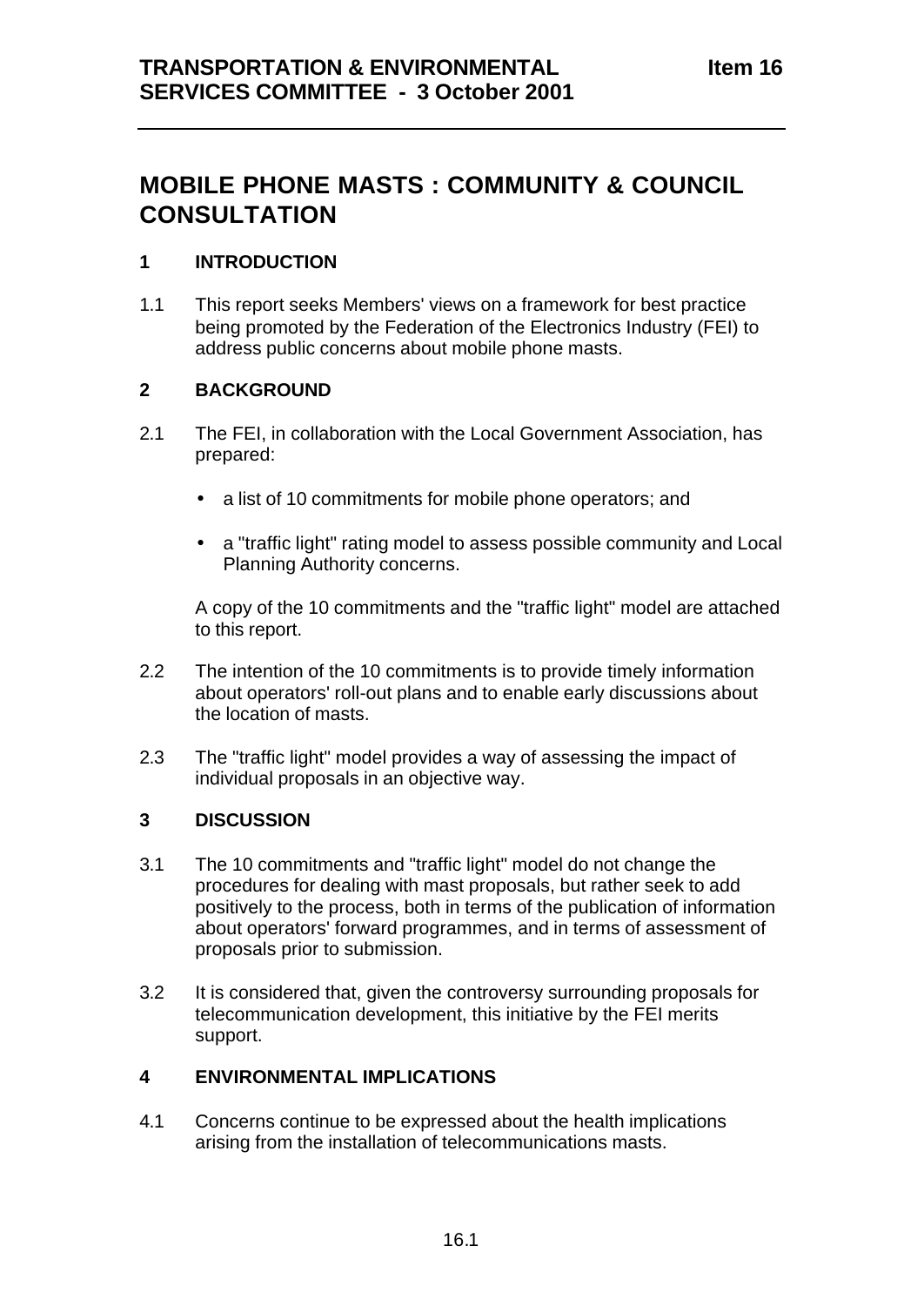**TRANSPORTATION & ENVIRONMENTAL SERVICES COMMITTEE - 3 October 2001** **Item 16**

# MOBILE PHONE MASTS : COMMUNITY & COUNCIL CONSULTATION

## 1 INTRODUCTION

1.1 This report seeks Members' views on a framework for best practice being promoted by the Federation of the Electronics Industry (FEI) to address public concerns about mobile phone masts.

## 2 BACKGROUND

2.1 The FEI, in collaboration with the Local Government Association, has prepared:

- a list of 10 commitments for mobile phone operators; and
- a "traffic light" rating model to assess possible community and Local Planning Authority concerns.

A copy of the 10 commitments and the "traffic light" model are attached to this report.

2.2 The intention of the 10 commitments is to provide timely information about operators' roll-out plans and to enable early discussions about the location of masts.

2.3 The "traffic light" model provides a way of assessing the impact of individual proposals in an objective way.

## 3 DISCUSSION

3.1 The 10 commitments and "traffic light" model do not change the procedures for dealing with mast proposals, but rather seek to add positively to the process, both in terms of the publication of information about operators' forward programmes, and in terms of assessment of proposals prior to submission.

3.2 It is considered that, given the controversy surrounding proposals for telecommunication development, this initiative by the FEI merits support.

## 4 ENVIRONMENTAL IMPLICATIONS

4.1 Concerns continue to be expressed about the health implications arising from the installation of telecommunications masts.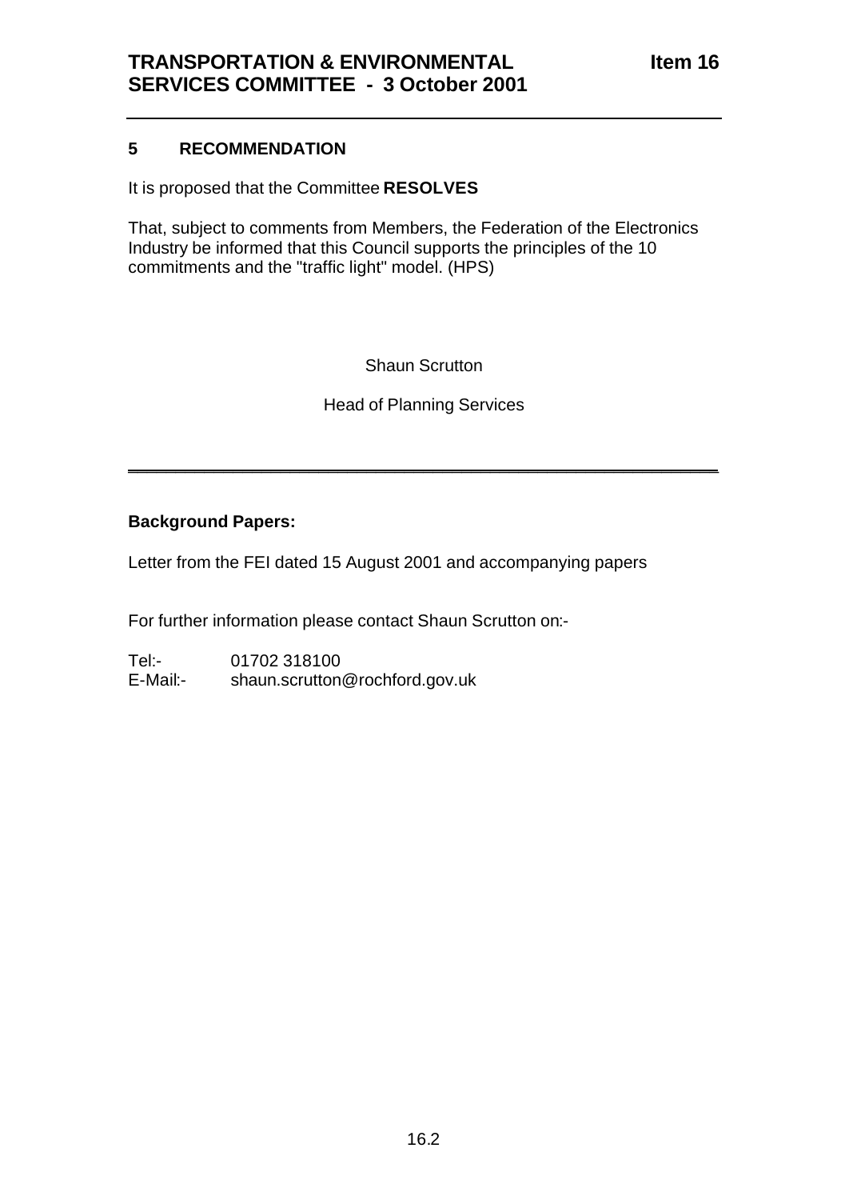## 5 RECOMMENDATION

It is proposed that the Committee **RESOLVES**

That, subject to comments from Members, the Federation of the Electronics Industry be informed that this Council supports the principles of the 10 commitments and the "traffic light" model. (HPS)

Shaun Scrutton

Head of Planning Services

---

**Background Papers:**

Letter from the FEI dated 15 August 2001 and accompanying papers

For further information please contact Shaun Scrutton on:-

Tel:- 01702 318100
E-Mail:- shaun.scrutton@rochford.gov.uk